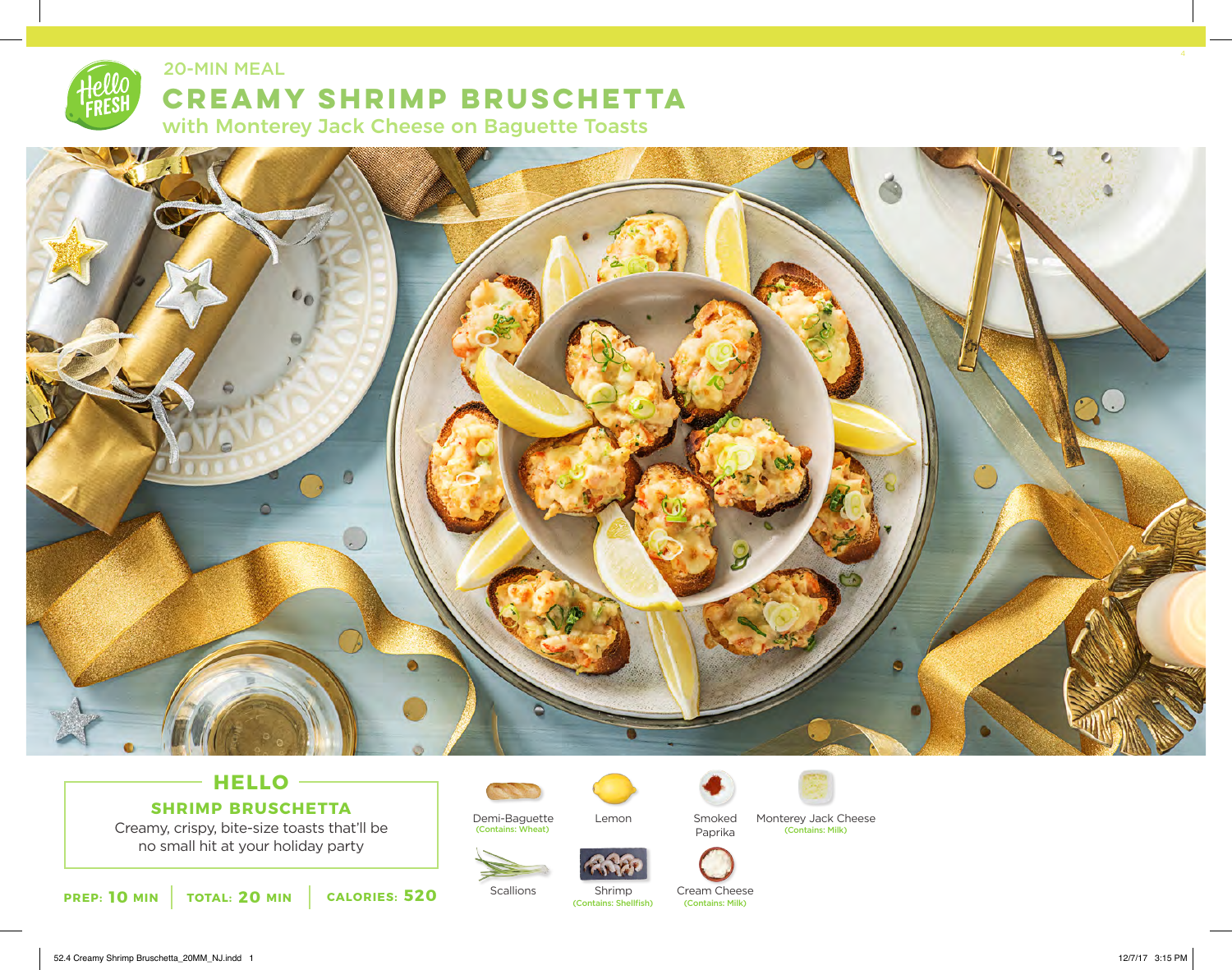20-MIN MEAL

# CREAMY SHRIMP BRUSCHETTA

## with Monterey Jack Cheese on Baguette Toasts

### HELLO

**SHRIMP BRUSCHETTA**

Creamy, crispy, bite-size toasts that'll be no small hit at your holiday party

**PREP: 10 MIN** | **TOTAL: 20 MIN** | **CALORIES: 520**

- Demi-Baguette (Contains: Wheat)
- Lemon
- Smoked Paprika
- Monterey Jack Cheese (Contains: Milk)
- Scallions
- Shrimp (Contains: Shellfish)
- Cream Cheese (Contains: Milk)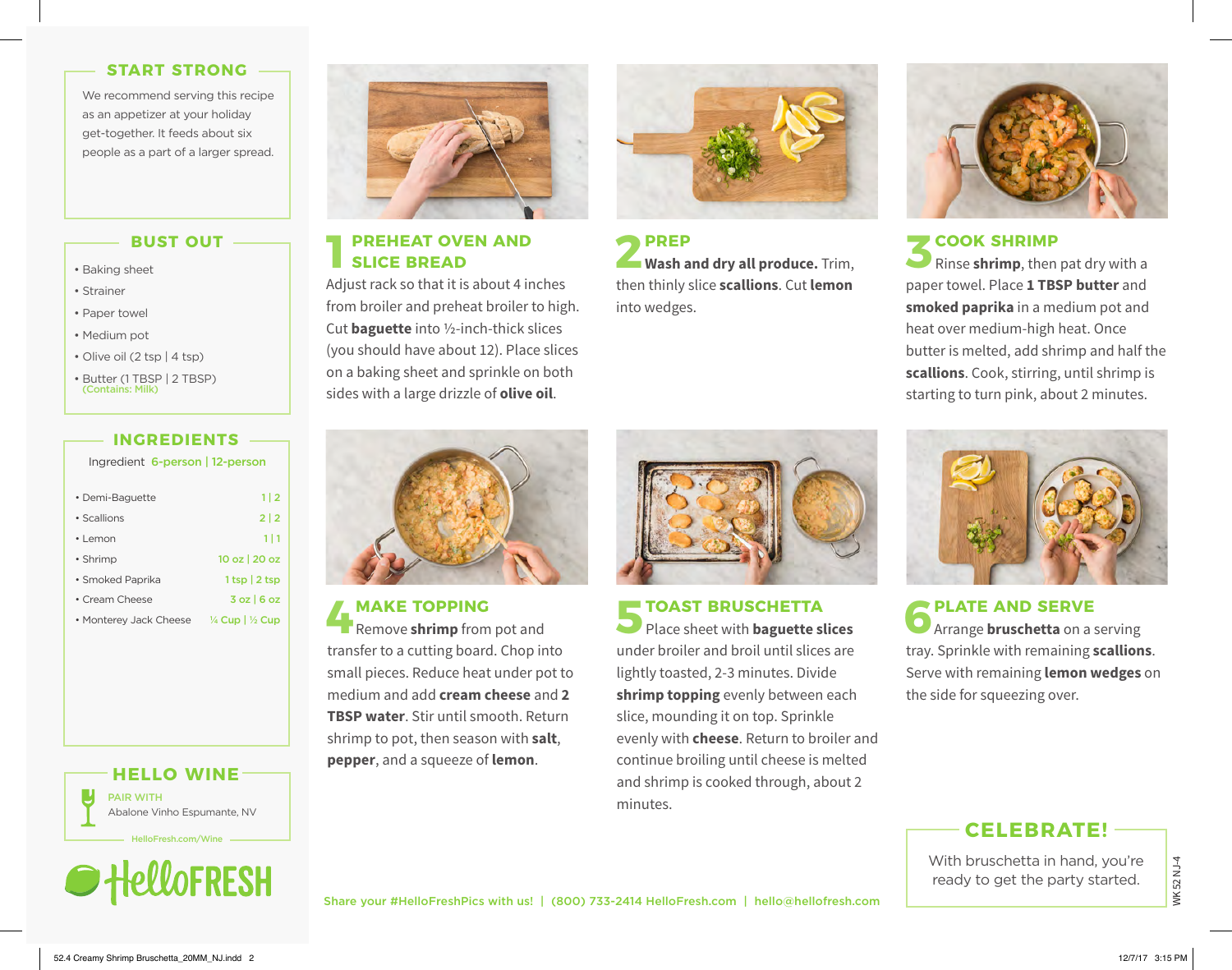## START STRONG

We recommend serving this recipe as an appetizer at your holiday get-together. It feeds about six people as a part of a larger spread.

## BUST OUT

- Baking sheet
- Strainer
- Paper towel
- Medium pot
- Olive oil (2 tsp | 4 tsp)
- Butter (1 TBSP | 2 TBSP) (Contains: Milk)

## INGREDIENTS

| Ingredient | 6-person \| 12-person |
|---|---|
| Demi-Baguette | 1 \| 2 |
| Scallions | 2 \| 2 |
| Lemon | 1 \| 1 |
| Shrimp | 10 oz \| 20 oz |
| Smoked Paprika | 1 tsp \| 2 tsp |
| Cream Cheese | 3 oz \| 6 oz |
| Monterey Jack Cheese | ¼ Cup \| ½ Cup |

## HELLO WINE

PAIR WITH
Abalone Vinho Espumante, NV

HelloFresh.com/Wine

HelloFRESH

### 1 PREHEAT OVEN AND SLICE BREAD

Adjust rack so that it is about 4 inches from broiler and preheat broiler to high. Cut **baguette** into ½-inch-thick slices (you should have about 12). Place slices on a baking sheet and sprinkle on both sides with a large drizzle of **olive oil**.

### 2 PREP

**Wash and dry all produce.** Trim, then thinly slice **scallions**. Cut **lemon** into wedges.

### 3 COOK SHRIMP

Rinse **shrimp**, then pat dry with a paper towel. Place **1 TBSP butter** and **smoked paprika** in a medium pot and heat over medium-high heat. Once butter is melted, add shrimp and half the **scallions**. Cook, stirring, until shrimp is starting to turn pink, about 2 minutes.

### 4 MAKE TOPPING

Remove **shrimp** from pot and transfer to a cutting board. Chop into small pieces. Reduce heat under pot to medium and add **cream cheese** and **2 TBSP water**. Stir until smooth. Return shrimp to pot, then season with **salt**, **pepper**, and a squeeze of **lemon**.

### 5 TOAST BRUSCHETTA

Place sheet with **baguette slices** under broiler and broil until slices are lightly toasted, 2-3 minutes. Divide **shrimp topping** evenly between each slice, mounding it on top. Sprinkle evenly with **cheese**. Return to broiler and continue broiling until cheese is melted and shrimp is cooked through, about 2 minutes.

### 6 PLATE AND SERVE

Arrange **bruschetta** on a serving tray. Sprinkle with remaining **scallions**. Serve with remaining **lemon wedges** on the side for squeezing over.

## CELEBRATE!

With bruschetta in hand, you're ready to get the party started.

Share your #HelloFreshPics with us! | (800) 733-2414 HelloFresh.com | hello@hellofresh.com

WK 52 NJ-4